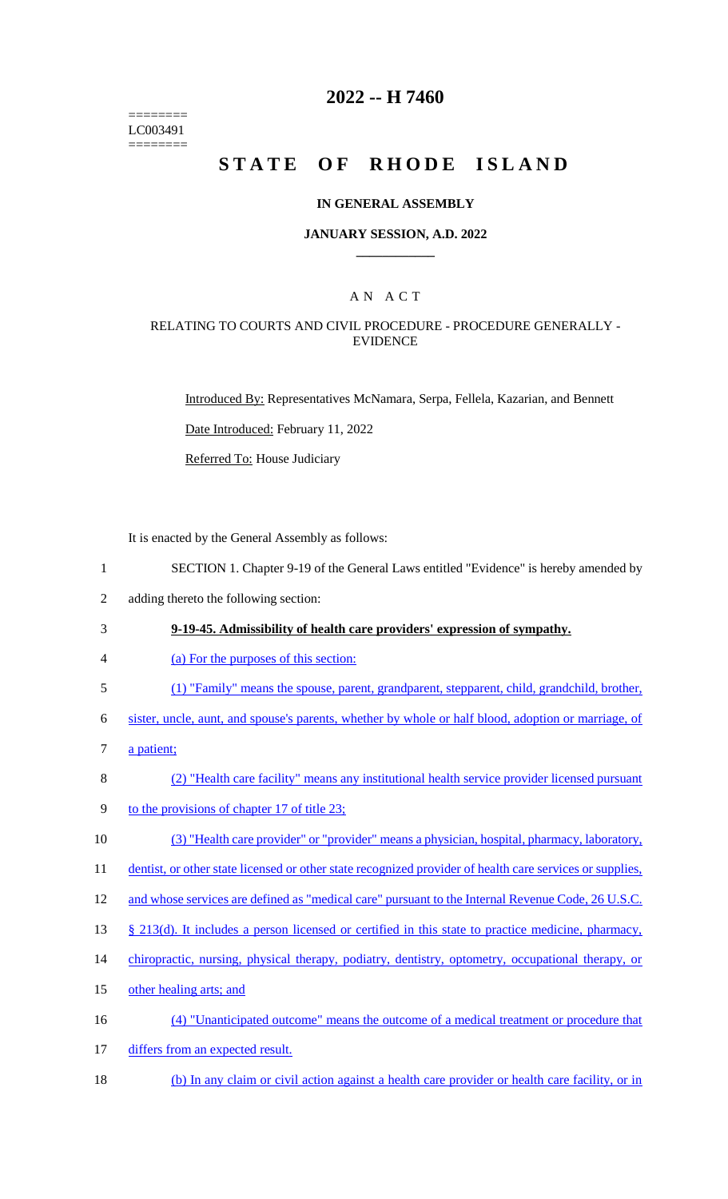========
LC003491
========

# 2022 -- H 7460

# STATE OF RHODE ISLAND

## IN GENERAL ASSEMBLY

### JANUARY SESSION, A.D. 2022

## A N A C T

### RELATING TO COURTS AND CIVIL PROCEDURE - PROCEDURE GENERALLY - EVIDENCE

Introduced By: Representatives McNamara, Serpa, Fellela, Kazarian, and Bennett

Date Introduced: February 11, 2022

Referred To: House Judiciary

It is enacted by the General Assembly as follows:

1 SECTION 1. Chapter 9-19 of the General Laws entitled "Evidence" is hereby amended by
2 adding thereto the following section:

3 **9-19-45. Admissibility of health care providers' expression of sympathy.**

4 (a) For the purposes of this section:

5 (1) "Family" means the spouse, parent, grandparent, stepparent, child, grandchild, brother,
6 sister, uncle, aunt, and spouse's parents, whether by whole or half blood, adoption or marriage, of
7 a patient;

8 (2) "Health care facility" means any institutional health service provider licensed pursuant
9 to the provisions of chapter 17 of title 23;

10 (3) "Health care provider" or "provider" means a physician, hospital, pharmacy, laboratory,
11 dentist, or other state licensed or other state recognized provider of health care services or supplies,
12 and whose services are defined as "medical care" pursuant to the Internal Revenue Code, 26 U.S.C.
13 § 213(d). It includes a person licensed or certified in this state to practice medicine, pharmacy,
14 chiropractic, nursing, physical therapy, podiatry, dentistry, optometry, occupational therapy, or
15 other healing arts; and

16 (4) "Unanticipated outcome" means the outcome of a medical treatment or procedure that
17 differs from an expected result.

18 (b) In any claim or civil action against a health care provider or health care facility, or in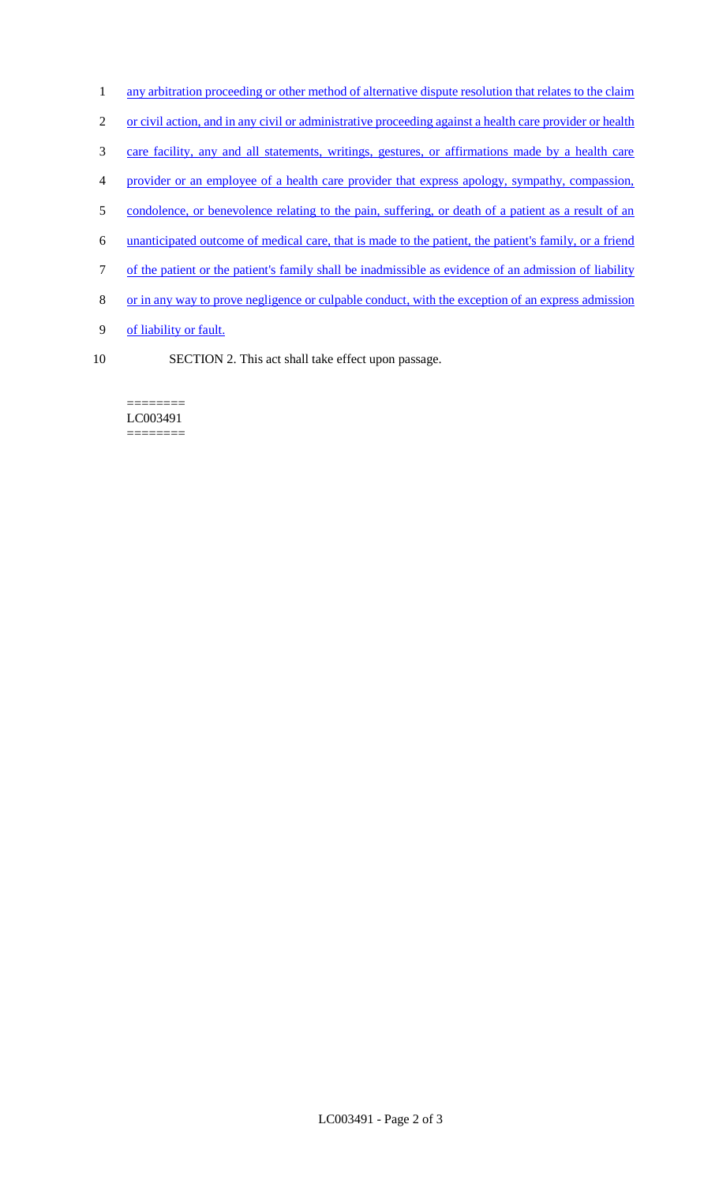any arbitration proceeding or other method of alternative dispute resolution that relates to the claim or civil action, and in any civil or administrative proceeding against a health care provider or health care facility, any and all statements, writings, gestures, or affirmations made by a health care provider or an employee of a health care provider that express apology, sympathy, compassion, condolence, or benevolence relating to the pain, suffering, or death of a patient as a result of an unanticipated outcome of medical care, that is made to the patient, the patient's family, or a friend of the patient or the patient's family shall be inadmissible as evidence of an admission of liability or in any way to prove negligence or culpable conduct, with the exception of an express admission of liability or fault.

SECTION 2. This act shall take effect upon passage.

========
LC003491
========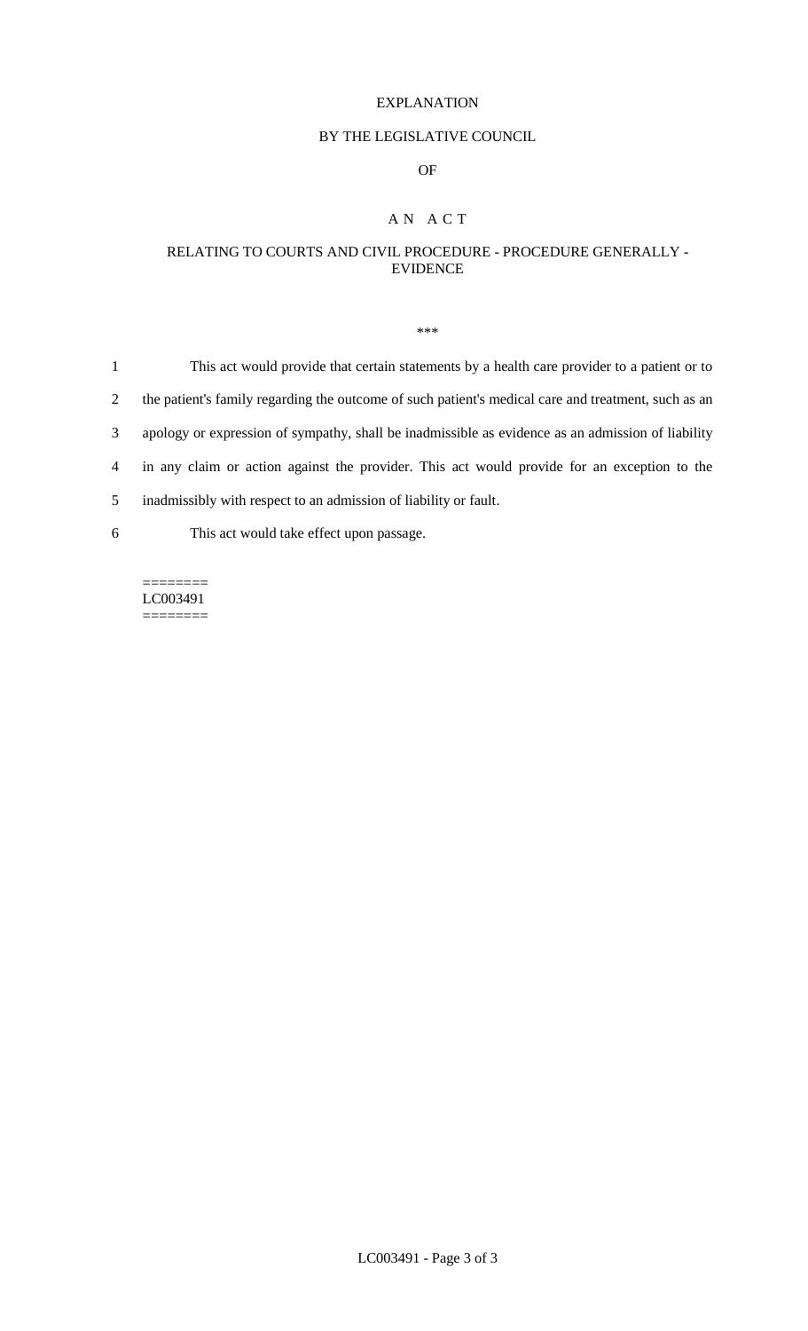EXPLANATION

BY THE LEGISLATIVE COUNCIL

OF

# A N A C T

RELATING TO COURTS AND CIVIL PROCEDURE - PROCEDURE GENERALLY - EVIDENCE

\*\*\*

1 This act would provide that certain statements by a health care provider to a patient or to
2 the patient's family regarding the outcome of such patient's medical care and treatment, such as an
3 apology or expression of sympathy, shall be inadmissible as evidence as an admission of liability
4 in any claim or action against the provider. This act would provide for an exception to the
5 inadmissibly with respect to an admission of liability or fault.
6 This act would take effect upon passage.

========
LC003491
========